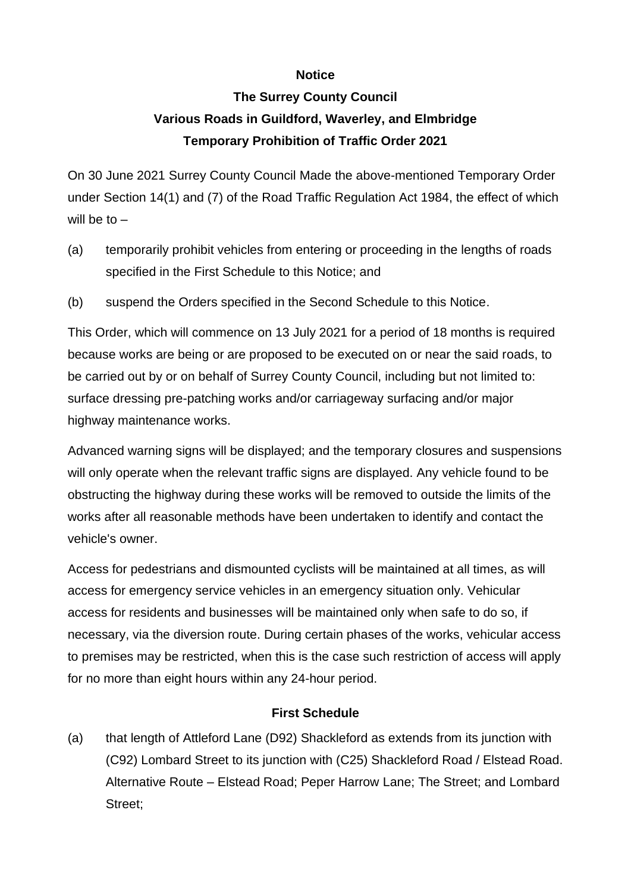**Notice**

**The Surrey County Council**
**Various Roads in Guildford, Waverley, and Elmbridge**
**Temporary Prohibition of Traffic Order 2021**

On 30 June 2021 Surrey County Council Made the above-mentioned Temporary Order under Section 14(1) and (7) of the Road Traffic Regulation Act 1984, the effect of which will be to –

(a) temporarily prohibit vehicles from entering or proceeding in the lengths of roads specified in the First Schedule to this Notice; and

(b) suspend the Orders specified in the Second Schedule to this Notice.

This Order, which will commence on 13 July 2021 for a period of 18 months is required because works are being or are proposed to be executed on or near the said roads, to be carried out by or on behalf of Surrey County Council, including but not limited to: surface dressing pre-patching works and/or carriageway surfacing and/or major highway maintenance works.

Advanced warning signs will be displayed; and the temporary closures and suspensions will only operate when the relevant traffic signs are displayed. Any vehicle found to be obstructing the highway during these works will be removed to outside the limits of the works after all reasonable methods have been undertaken to identify and contact the vehicle's owner.

Access for pedestrians and dismounted cyclists will be maintained at all times, as will access for emergency service vehicles in an emergency situation only. Vehicular access for residents and businesses will be maintained only when safe to do so, if necessary, via the diversion route. During certain phases of the works, vehicular access to premises may be restricted, when this is the case such restriction of access will apply for no more than eight hours within any 24-hour period.

**First Schedule**

(a) that length of Attleford Lane (D92) Shackleford as extends from its junction with (C92) Lombard Street to its junction with (C25) Shackleford Road / Elstead Road. Alternative Route – Elstead Road; Peper Harrow Lane; The Street; and Lombard Street;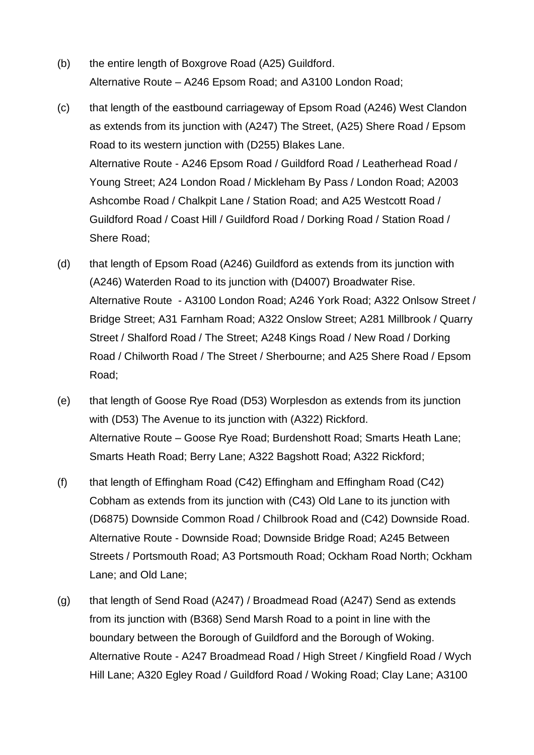(b) the entire length of Boxgrove Road (A25) Guildford.
Alternative Route – A246 Epsom Road; and A3100 London Road;

(c) that length of the eastbound carriageway of Epsom Road (A246) West Clandon as extends from its junction with (A247) The Street, (A25) Shere Road / Epsom Road to its western junction with (D255) Blakes Lane.
Alternative Route - A246 Epsom Road / Guildford Road / Leatherhead Road / Young Street; A24 London Road / Mickleham By Pass / London Road; A2003 Ashcombe Road / Chalkpit Lane / Station Road; and A25 Westcott Road / Guildford Road / Coast Hill / Guildford Road / Dorking Road / Station Road / Shere Road;

(d) that length of Epsom Road (A246) Guildford as extends from its junction with (A246) Waterden Road to its junction with (D4007) Broadwater Rise.
Alternative Route - A3100 London Road; A246 York Road; A322 Onlsow Street / Bridge Street; A31 Farnham Road; A322 Onslow Street; A281 Millbrook / Quarry Street / Shalford Road / The Street; A248 Kings Road / New Road / Dorking Road / Chilworth Road / The Street / Sherbourne; and A25 Shere Road / Epsom Road;

(e) that length of Goose Rye Road (D53) Worplesdon as extends from its junction with (D53) The Avenue to its junction with (A322) Rickford.
Alternative Route – Goose Rye Road; Burdenshott Road; Smarts Heath Lane; Smarts Heath Road; Berry Lane; A322 Bagshott Road; A322 Rickford;

(f) that length of Effingham Road (C42) Effingham and Effingham Road (C42) Cobham as extends from its junction with (C43) Old Lane to its junction with (D6875) Downside Common Road / Chilbrook Road and (C42) Downside Road.
Alternative Route - Downside Road; Downside Bridge Road; A245 Between Streets / Portsmouth Road; A3 Portsmouth Road; Ockham Road North; Ockham Lane; and Old Lane;

(g) that length of Send Road (A247) / Broadmead Road (A247) Send as extends from its junction with (B368) Send Marsh Road to a point in line with the boundary between the Borough of Guildford and the Borough of Woking.
Alternative Route - A247 Broadmead Road / High Street / Kingfield Road / Wych Hill Lane; A320 Egley Road / Guildford Road / Woking Road; Clay Lane; A3100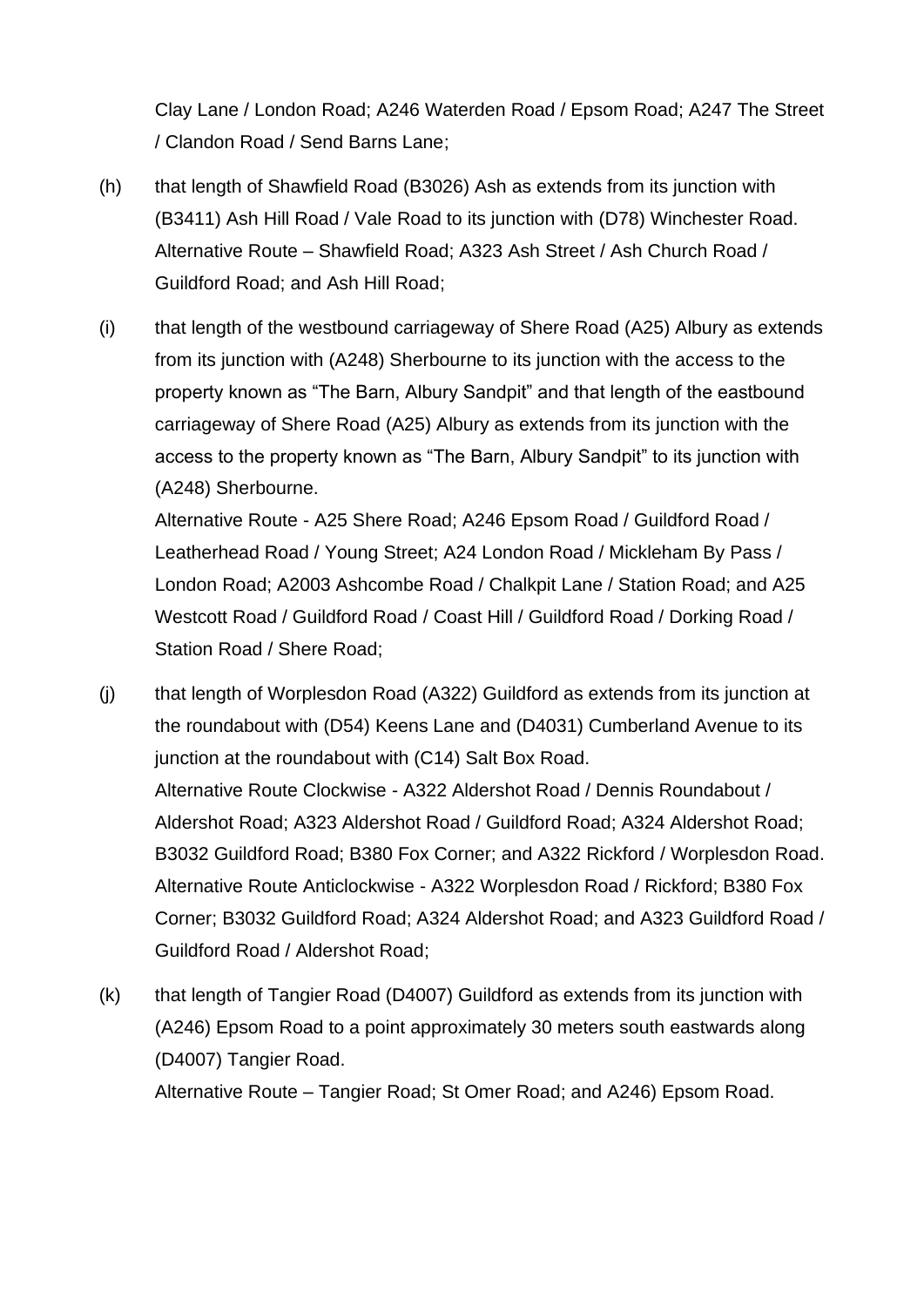Clay Lane / London Road; A246 Waterden Road / Epsom Road; A247 The Street / Clandon Road / Send Barns Lane;

(h) that length of Shawfield Road (B3026) Ash as extends from its junction with (B3411) Ash Hill Road / Vale Road to its junction with (D78) Winchester Road.
Alternative Route – Shawfield Road; A323 Ash Street / Ash Church Road / Guildford Road; and Ash Hill Road;

(i) that length of the westbound carriageway of Shere Road (A25) Albury as extends from its junction with (A248) Sherbourne to its junction with the access to the property known as "The Barn, Albury Sandpit" and that length of the eastbound carriageway of Shere Road (A25) Albury as extends from its junction with the access to the property known as "The Barn, Albury Sandpit" to its junction with (A248) Sherbourne.
Alternative Route - A25 Shere Road; A246 Epsom Road / Guildford Road / Leatherhead Road / Young Street; A24 London Road / Mickleham By Pass / London Road; A2003 Ashcombe Road / Chalkpit Lane / Station Road; and A25 Westcott Road / Guildford Road / Coast Hill / Guildford Road / Dorking Road / Station Road / Shere Road;

(j) that length of Worplesdon Road (A322) Guildford as extends from its junction at the roundabout with (D54) Keens Lane and (D4031) Cumberland Avenue to its junction at the roundabout with (C14) Salt Box Road.
Alternative Route Clockwise - A322 Aldershot Road / Dennis Roundabout / Aldershot Road; A323 Aldershot Road / Guildford Road; A324 Aldershot Road; B3032 Guildford Road; B380 Fox Corner; and A322 Rickford / Worplesdon Road.
Alternative Route Anticlockwise - A322 Worplesdon Road / Rickford; B380 Fox Corner; B3032 Guildford Road; A324 Aldershot Road; and A323 Guildford Road / Guildford Road / Aldershot Road;

(k) that length of Tangier Road (D4007) Guildford as extends from its junction with (A246) Epsom Road to a point approximately 30 meters south eastwards along (D4007) Tangier Road.
Alternative Route – Tangier Road; St Omer Road; and A246) Epsom Road.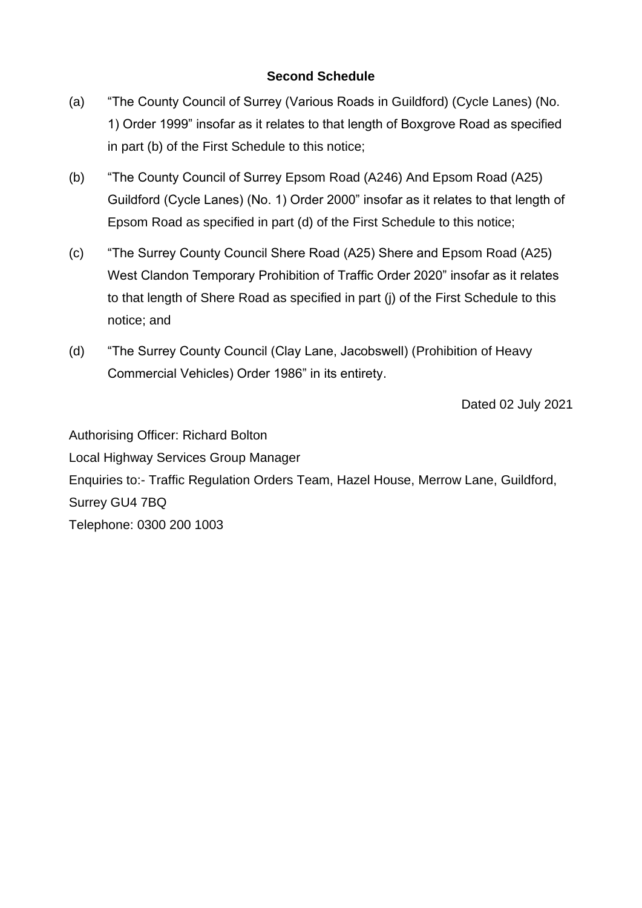**Second Schedule**

(a) "The County Council of Surrey (Various Roads in Guildford) (Cycle Lanes) (No. 1) Order 1999" insofar as it relates to that length of Boxgrove Road as specified in part (b) of the First Schedule to this notice;

(b) "The County Council of Surrey Epsom Road (A246) And Epsom Road (A25) Guildford (Cycle Lanes) (No. 1) Order 2000" insofar as it relates to that length of Epsom Road as specified in part (d) of the First Schedule to this notice;

(c) "The Surrey County Council Shere Road (A25) Shere and Epsom Road (A25) West Clandon Temporary Prohibition of Traffic Order 2020" insofar as it relates to that length of Shere Road as specified in part (j) of the First Schedule to this notice; and

(d) "The Surrey County Council (Clay Lane, Jacobswell) (Prohibition of Heavy Commercial Vehicles) Order 1986" in its entirety.

Dated 02 July 2021

Authorising Officer: Richard Bolton

Local Highway Services Group Manager

Enquiries to:- Traffic Regulation Orders Team, Hazel House, Merrow Lane, Guildford, Surrey GU4 7BQ

Telephone: 0300 200 1003